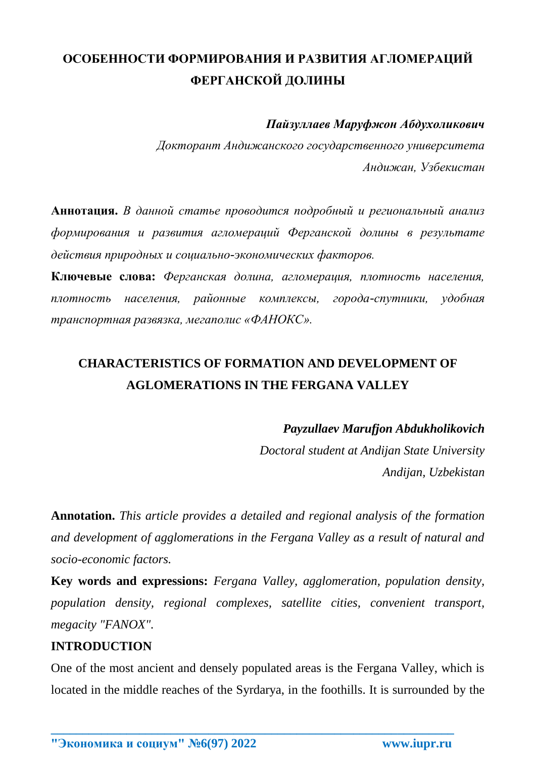# ОСОБЕННОСТИ ФОРМИРОВАНИЯ И РАЗВИТИЯ АГЛОМЕРАЦИЙ ФЕРГАНСКОЙ ДОЛИНЫ

***Пайзуллаев Маруфжон Абдухоликович***

*Докторант Андижанского государственного университета*

*Андижан, Узбекистан*

**Аннотация.** *В данной статье проводится подробный и региональный анализ формирования и развития агломераций Ферганской долины в результате действия природных и социально-экономических факторов.*

**Ключевые слова:** *Ферганская долина, агломерация, плотность населения, плотность населения, районные комплексы, города-спутники, удобная транспортная развязка, мегаполис «ФАНОКС».*

# CHARACTERISTICS OF FORMATION AND DEVELOPMENT OF AGLOMERATIONS IN THE FERGANA VALLEY

***Payzullaev Marufjon Abdukholikovich***

*Doctoral student at Andijan State University*

*Andijan, Uzbekistan*

**Annotation.** *This article provides a detailed and regional analysis of the formation and development of agglomerations in the Fergana Valley as a result of natural and socio-economic factors.*

**Key words and expressions:** *Fergana Valley, agglomeration, population density, population density, regional complexes, satellite cities, convenient transport, megacity "FANOX".*

## INTRODUCTION

One of the most ancient and densely populated areas is the Fergana Valley, which is located in the middle reaches of the Syrdarya, in the foothills. It is surrounded by the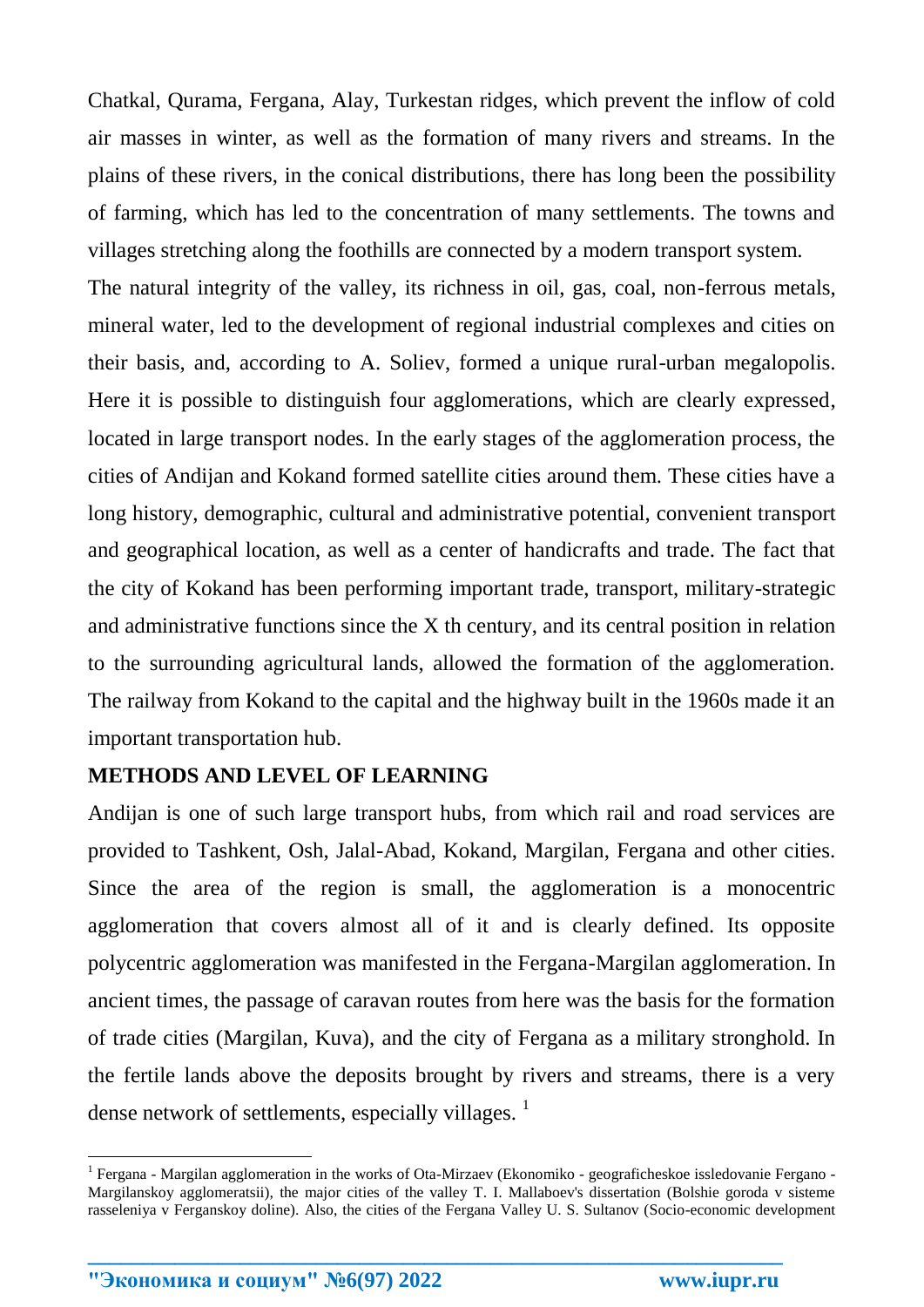Chatkal, Qurama, Fergana, Alay, Turkestan ridges, which prevent the inflow of cold air masses in winter, as well as the formation of many rivers and streams. In the plains of these rivers, in the conical distributions, there has long been the possibility of farming, which has led to the concentration of many settlements. The towns and villages stretching along the foothills are connected by a modern transport system.

The natural integrity of the valley, its richness in oil, gas, coal, non-ferrous metals, mineral water, led to the development of regional industrial complexes and cities on their basis, and, according to A. Soliev, formed a unique rural-urban megalopolis. Here it is possible to distinguish four agglomerations, which are clearly expressed, located in large transport nodes. In the early stages of the agglomeration process, the cities of Andijan and Kokand formed satellite cities around them. These cities have a long history, demographic, cultural and administrative potential, convenient transport and geographical location, as well as a center of handicrafts and trade. The fact that the city of Kokand has been performing important trade, transport, military-strategic and administrative functions since the X th century, and its central position in relation to the surrounding agricultural lands, allowed the formation of the agglomeration. The railway from Kokand to the capital and the highway built in the 1960s made it an important transportation hub.

## METHODS AND LEVEL OF LEARNING

Andijan is one of such large transport hubs, from which rail and road services are provided to Tashkent, Osh, Jalal-Abad, Kokand, Margilan, Fergana and other cities. Since the area of the region is small, the agglomeration is a monocentric agglomeration that covers almost all of it and is clearly defined. Its opposite polycentric agglomeration was manifested in the Fergana-Margilan agglomeration. In ancient times, the passage of caravan routes from here was the basis for the formation of trade cities (Margilan, Kuva), and the city of Fergana as a military stronghold. In the fertile lands above the deposits brought by rivers and streams, there is a very dense network of settlements, especially villages. [1]

---

[1] Fergana - Margilan agglomeration in the works of Ota-Mirzaev (Ekonomiko - geograficheskoe issledovanie Fergano - Margilanskoy agglomeratsii), the major cities of the valley T. I. Mallaboev's dissertation (Bolshie goroda v sisteme rasseleniya v Ferganskoy doline). Also, the cities of the Fergana Valley U. S. Sultanov (Socio-economic development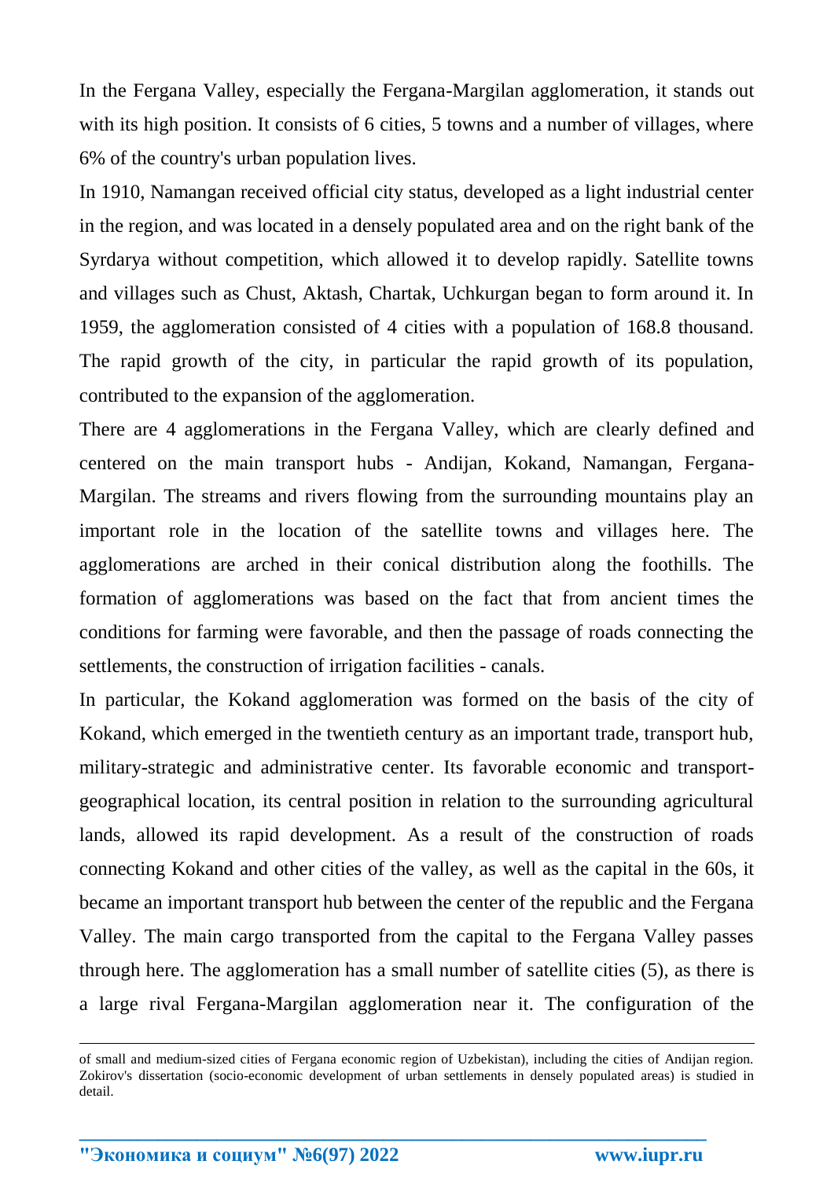In the Fergana Valley, especially the Fergana-Margilan agglomeration, it stands out with its high position. It consists of 6 cities, 5 towns and a number of villages, where 6% of the country's urban population lives.

In 1910, Namangan received official city status, developed as a light industrial center in the region, and was located in a densely populated area and on the right bank of the Syrdarya without competition, which allowed it to develop rapidly. Satellite towns and villages such as Chust, Aktash, Chartak, Uchkurgan began to form around it. In 1959, the agglomeration consisted of 4 cities with a population of 168.8 thousand. The rapid growth of the city, in particular the rapid growth of its population, contributed to the expansion of the agglomeration.

There are 4 agglomerations in the Fergana Valley, which are clearly defined and centered on the main transport hubs - Andijan, Kokand, Namangan, Fergana-Margilan. The streams and rivers flowing from the surrounding mountains play an important role in the location of the satellite towns and villages here. The agglomerations are arched in their conical distribution along the foothills. The formation of agglomerations was based on the fact that from ancient times the conditions for farming were favorable, and then the passage of roads connecting the settlements, the construction of irrigation facilities - canals.

In particular, the Kokand agglomeration was formed on the basis of the city of Kokand, which emerged in the twentieth century as an important trade, transport hub, military-strategic and administrative center. Its favorable economic and transport-geographical location, its central position in relation to the surrounding agricultural lands, allowed its rapid development. As a result of the construction of roads connecting Kokand and other cities of the valley, as well as the capital in the 60s, it became an important transport hub between the center of the republic and the Fergana Valley. The main cargo transported from the capital to the Fergana Valley passes through here. The agglomeration has a small number of satellite cities (5), as there is a large rival Fergana-Margilan agglomeration near it. The configuration of the

---

of small and medium-sized cities of Fergana economic region of Uzbekistan), including the cities of Andijan region. Zokirov's dissertation (socio-economic development of urban settlements in densely populated areas) is studied in detail.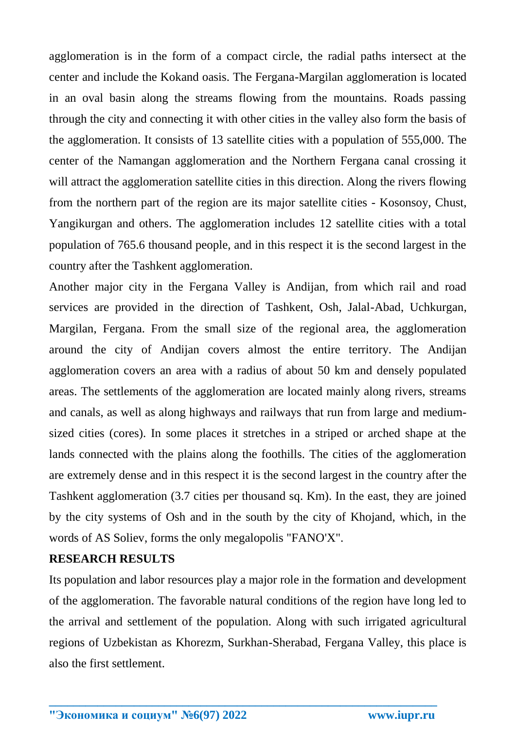agglomeration is in the form of a compact circle, the radial paths intersect at the center and include the Kokand oasis. The Fergana-Margilan agglomeration is located in an oval basin along the streams flowing from the mountains. Roads passing through the city and connecting it with other cities in the valley also form the basis of the agglomeration. It consists of 13 satellite cities with a population of 555,000. The center of the Namangan agglomeration and the Northern Fergana canal crossing it will attract the agglomeration satellite cities in this direction. Along the rivers flowing from the northern part of the region are its major satellite cities - Kosonsoy, Chust, Yangikurgan and others. The agglomeration includes 12 satellite cities with a total population of 765.6 thousand people, and in this respect it is the second largest in the country after the Tashkent agglomeration.

Another major city in the Fergana Valley is Andijan, from which rail and road services are provided in the direction of Tashkent, Osh, Jalal-Abad, Uchkurgan, Margilan, Fergana. From the small size of the regional area, the agglomeration around the city of Andijan covers almost the entire territory. The Andijan agglomeration covers an area with a radius of about 50 km and densely populated areas. The settlements of the agglomeration are located mainly along rivers, streams and canals, as well as along highways and railways that run from large and medium-sized cities (cores). In some places it stretches in a striped or arched shape at the lands connected with the plains along the foothills. The cities of the agglomeration are extremely dense and in this respect it is the second largest in the country after the Tashkent agglomeration (3.7 cities per thousand sq. Km). In the east, they are joined by the city systems of Osh and in the south by the city of Khojand, which, in the words of AS Soliev, forms the only megalopolis "FANO'X".

## RESEARCH RESULTS

Its population and labor resources play a major role in the formation and development of the agglomeration. The favorable natural conditions of the region have long led to the arrival and settlement of the population. Along with such irrigated agricultural regions of Uzbekistan as Khorezm, Surkhan-Sherabad, Fergana Valley, this place is also the first settlement.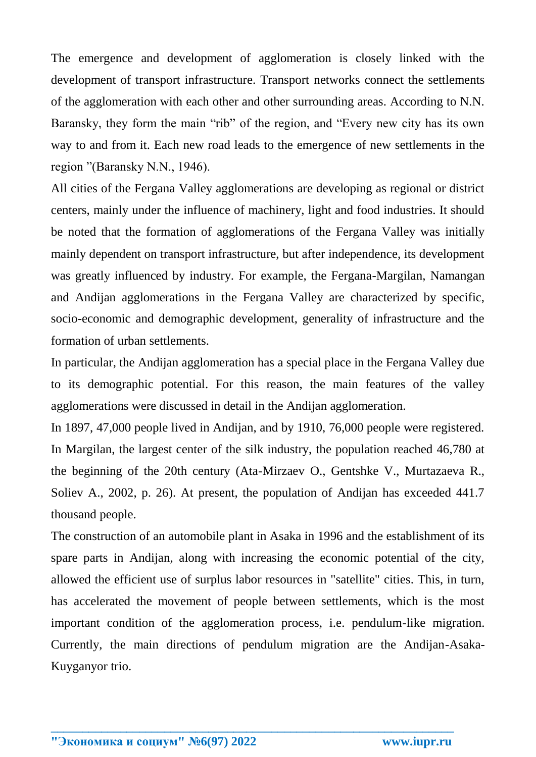The emergence and development of agglomeration is closely linked with the development of transport infrastructure. Transport networks connect the settlements of the agglomeration with each other and other surrounding areas. According to N.N. Baransky, they form the main “rib” of the region, and “Every new city has its own way to and from it. Each new road leads to the emergence of new settlements in the region ”(Baransky N.N., 1946).

All cities of the Fergana Valley agglomerations are developing as regional or district centers, mainly under the influence of machinery, light and food industries. It should be noted that the formation of agglomerations of the Fergana Valley was initially mainly dependent on transport infrastructure, but after independence, its development was greatly influenced by industry. For example, the Fergana-Margilan, Namangan and Andijan agglomerations in the Fergana Valley are characterized by specific, socio-economic and demographic development, generality of infrastructure and the formation of urban settlements.

In particular, the Andijan agglomeration has a special place in the Fergana Valley due to its demographic potential. For this reason, the main features of the valley agglomerations were discussed in detail in the Andijan agglomeration.

In 1897, 47,000 people lived in Andijan, and by 1910, 76,000 people were registered. In Margilan, the largest center of the silk industry, the population reached 46,780 at the beginning of the 20th century (Ata-Mirzaev O., Gentshke V., Murtazaeva R., Soliev A., 2002, p. 26). At present, the population of Andijan has exceeded 441.7 thousand people.

The construction of an automobile plant in Asaka in 1996 and the establishment of its spare parts in Andijan, along with increasing the economic potential of the city, allowed the efficient use of surplus labor resources in "satellite" cities. This, in turn, has accelerated the movement of people between settlements, which is the most important condition of the agglomeration process, i.e. pendulum-like migration. Currently, the main directions of pendulum migration are the Andijan-Asaka-Kuyganyor trio.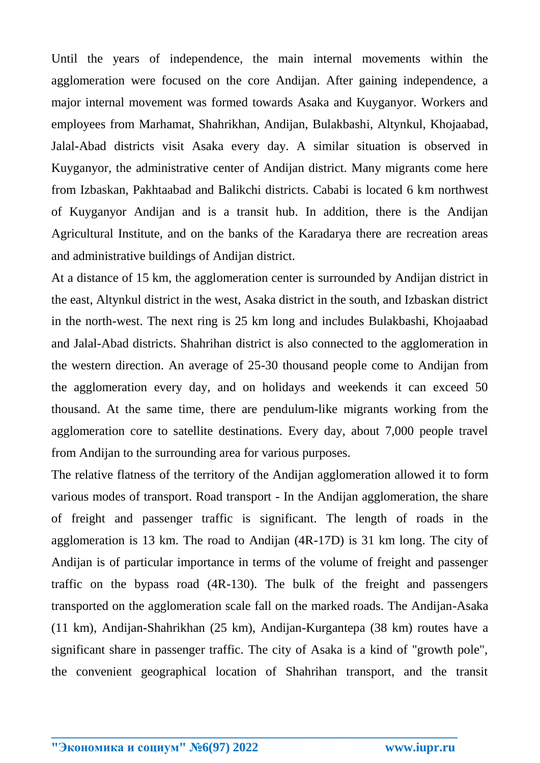Until the years of independence, the main internal movements within the agglomeration were focused on the core Andijan. After gaining independence, a major internal movement was formed towards Asaka and Kuyganyor. Workers and employees from Marhamat, Shahrikhan, Andijan, Bulakbashi, Altynkul, Khojaabad, Jalal-Abad districts visit Asaka every day. A similar situation is observed in Kuyganyor, the administrative center of Andijan district. Many migrants come here from Izbaskan, Pakhtaabad and Balikchi districts. Cababi is located 6 km northwest of Kuyganyor Andijan and is a transit hub. In addition, there is the Andijan Agricultural Institute, and on the banks of the Karadarya there are recreation areas and administrative buildings of Andijan district.

At a distance of 15 km, the agglomeration center is surrounded by Andijan district in the east, Altynkul district in the west, Asaka district in the south, and Izbaskan district in the north-west. The next ring is 25 km long and includes Bulakbashi, Khojaabad and Jalal-Abad districts. Shahrihan district is also connected to the agglomeration in the western direction. An average of 25-30 thousand people come to Andijan from the agglomeration every day, and on holidays and weekends it can exceed 50 thousand. At the same time, there are pendulum-like migrants working from the agglomeration core to satellite destinations. Every day, about 7,000 people travel from Andijan to the surrounding area for various purposes.

The relative flatness of the territory of the Andijan agglomeration allowed it to form various modes of transport. Road transport - In the Andijan agglomeration, the share of freight and passenger traffic is significant. The length of roads in the agglomeration is 13 km. The road to Andijan (4R-17D) is 31 km long. The city of Andijan is of particular importance in terms of the volume of freight and passenger traffic on the bypass road (4R-130). The bulk of the freight and passengers transported on the agglomeration scale fall on the marked roads. The Andijan-Asaka (11 km), Andijan-Shahrikhan (25 km), Andijan-Kurgantepa (38 km) routes have a significant share in passenger traffic. The city of Asaka is a kind of "growth pole", the convenient geographical location of Shahrihan transport, and the transit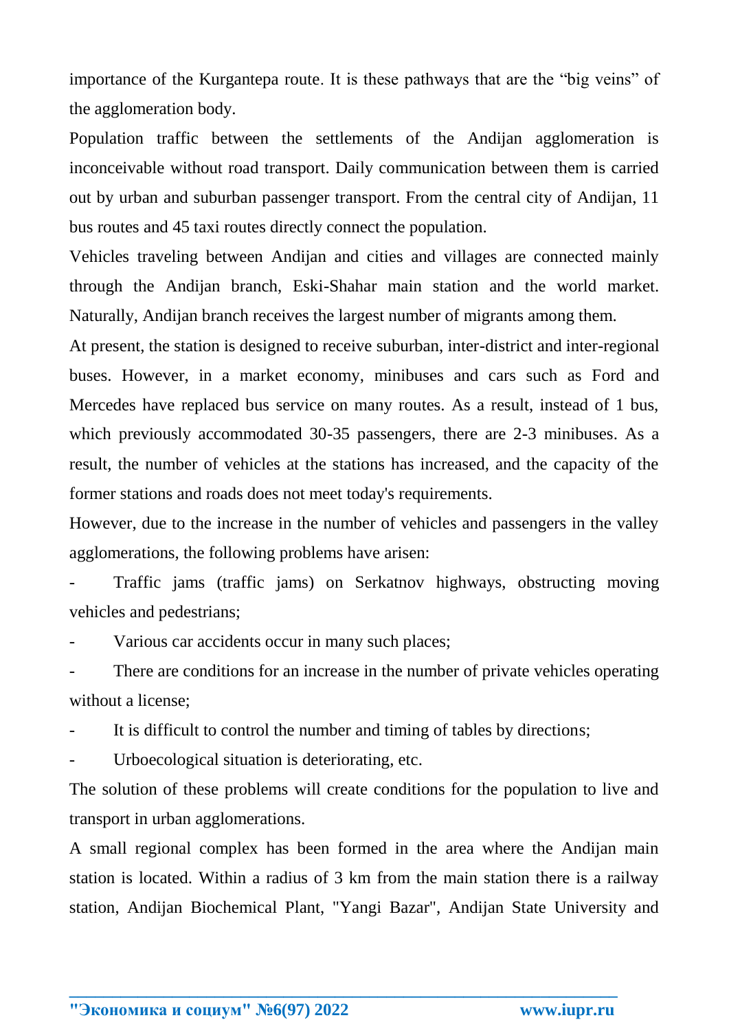importance of the Kurgantepa route. It is these pathways that are the "big veins" of the agglomeration body.

Population traffic between the settlements of the Andijan agglomeration is inconceivable without road transport. Daily communication between them is carried out by urban and suburban passenger transport. From the central city of Andijan, 11 bus routes and 45 taxi routes directly connect the population.

Vehicles traveling between Andijan and cities and villages are connected mainly through the Andijan branch, Eski-Shahar main station and the world market. Naturally, Andijan branch receives the largest number of migrants among them.

At present, the station is designed to receive suburban, inter-district and inter-regional buses. However, in a market economy, minibuses and cars such as Ford and Mercedes have replaced bus service on many routes. As a result, instead of 1 bus, which previously accommodated 30-35 passengers, there are 2-3 minibuses. As a result, the number of vehicles at the stations has increased, and the capacity of the former stations and roads does not meet today's requirements.

However, due to the increase in the number of vehicles and passengers in the valley agglomerations, the following problems have arisen:

- Traffic jams (traffic jams) on Serkatnov highways, obstructing moving vehicles and pedestrians;
- Various car accidents occur in many such places;
- There are conditions for an increase in the number of private vehicles operating without a license;
- It is difficult to control the number and timing of tables by directions;
- Urboecological situation is deteriorating, etc.

The solution of these problems will create conditions for the population to live and transport in urban agglomerations.

A small regional complex has been formed in the area where the Andijan main station is located. Within a radius of 3 km from the main station there is a railway station, Andijan Biochemical Plant, "Yangi Bazar", Andijan State University and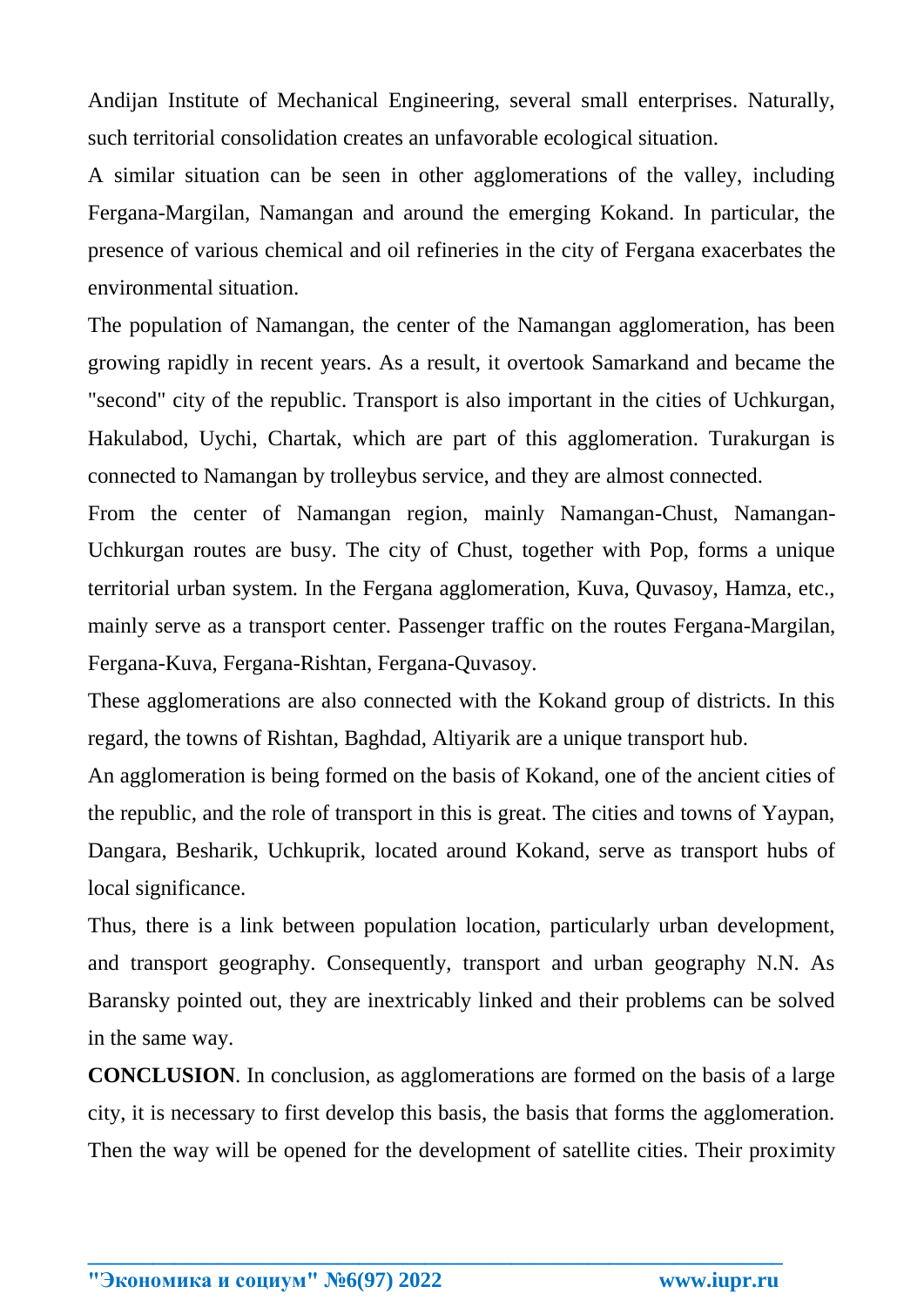Andijan Institute of Mechanical Engineering, several small enterprises. Naturally, such territorial consolidation creates an unfavorable ecological situation.

A similar situation can be seen in other agglomerations of the valley, including Fergana-Margilan, Namangan and around the emerging Kokand. In particular, the presence of various chemical and oil refineries in the city of Fergana exacerbates the environmental situation.

The population of Namangan, the center of the Namangan agglomeration, has been growing rapidly in recent years. As a result, it overtook Samarkand and became the "second" city of the republic. Transport is also important in the cities of Uchkurgan, Hakulabod, Uychi, Chartak, which are part of this agglomeration. Turakurgan is connected to Namangan by trolleybus service, and they are almost connected.

From the center of Namangan region, mainly Namangan-Chust, Namangan-Uchkurgan routes are busy. The city of Chust, together with Pop, forms a unique territorial urban system. In the Fergana agglomeration, Kuva, Quvasoy, Hamza, etc., mainly serve as a transport center. Passenger traffic on the routes Fergana-Margilan, Fergana-Kuva, Fergana-Rishtan, Fergana-Quvasoy.

These agglomerations are also connected with the Kokand group of districts. In this regard, the towns of Rishtan, Baghdad, Altiyarik are a unique transport hub.

An agglomeration is being formed on the basis of Kokand, one of the ancient cities of the republic, and the role of transport in this is great. The cities and towns of Yaypan, Dangara, Besharik, Uchkuprik, located around Kokand, serve as transport hubs of local significance.

Thus, there is a link between population location, particularly urban development, and transport geography. Consequently, transport and urban geography N.N. As Baransky pointed out, they are inextricably linked and their problems can be solved in the same way.

**CONCLUSION**. In conclusion, as agglomerations are formed on the basis of a large city, it is necessary to first develop this basis, the basis that forms the agglomeration. Then the way will be opened for the development of satellite cities. Their proximity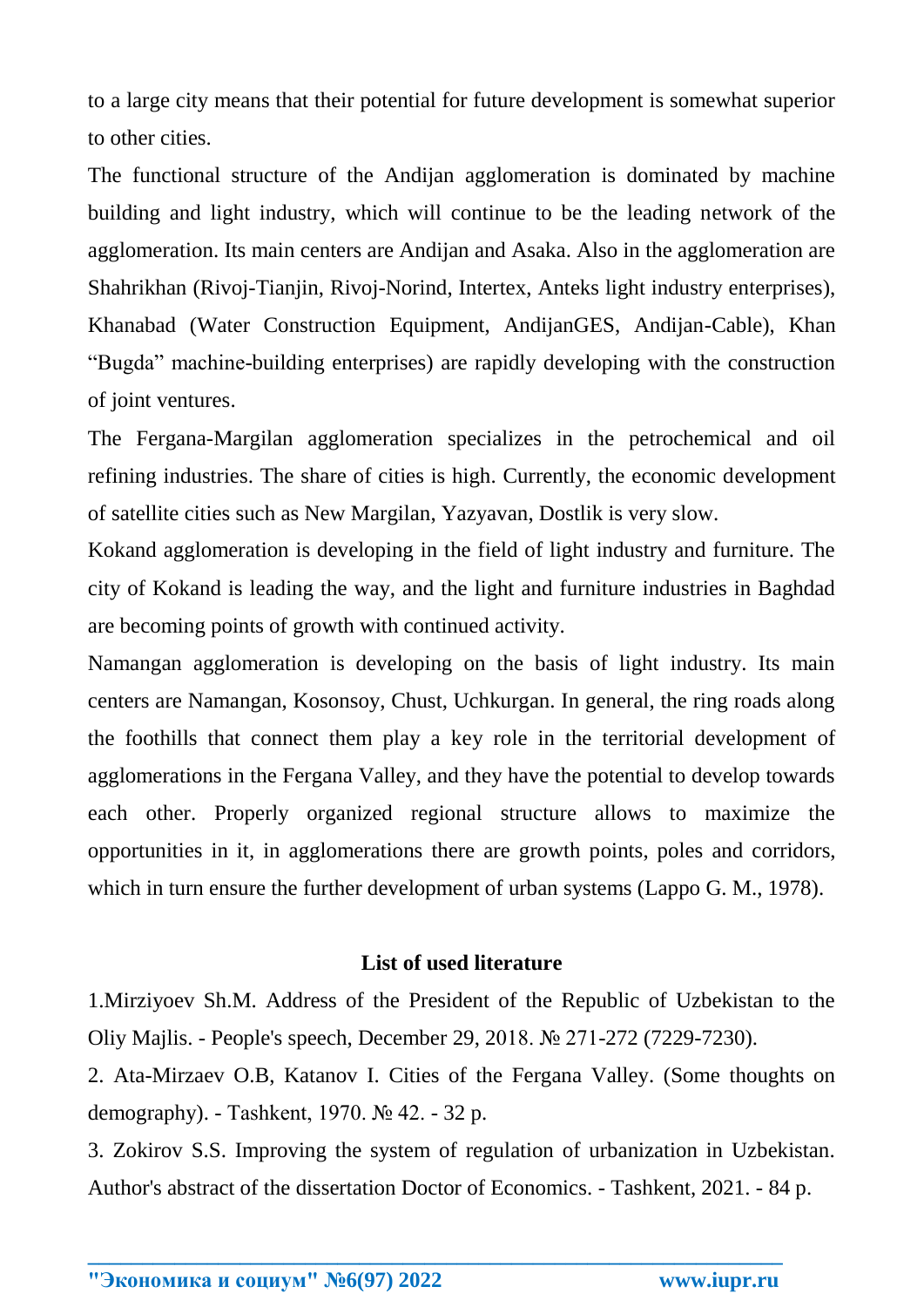to a large city means that their potential for future development is somewhat superior to other cities.

The functional structure of the Andijan agglomeration is dominated by machine building and light industry, which will continue to be the leading network of the agglomeration. Its main centers are Andijan and Asaka. Also in the agglomeration are Shahrikhan (Rivoj-Tianjin, Rivoj-Norind, Intertex, Anteks light industry enterprises), Khanabad (Water Construction Equipment, AndijanGES, Andijan-Cable), Khan "Bugda" machine-building enterprises) are rapidly developing with the construction of joint ventures.

The Fergana-Margilan agglomeration specializes in the petrochemical and oil refining industries. The share of cities is high. Currently, the economic development of satellite cities such as New Margilan, Yazyavan, Dostlik is very slow.

Kokand agglomeration is developing in the field of light industry and furniture. The city of Kokand is leading the way, and the light and furniture industries in Baghdad are becoming points of growth with continued activity.

Namangan agglomeration is developing on the basis of light industry. Its main centers are Namangan, Kosonsoy, Chust, Uchkurgan. In general, the ring roads along the foothills that connect them play a key role in the territorial development of agglomerations in the Fergana Valley, and they have the potential to develop towards each other. Properly organized regional structure allows to maximize the opportunities in it, in agglomerations there are growth points, poles and corridors, which in turn ensure the further development of urban systems (Lappo G. M., 1978).

## List of used literature

1.Mirziyoev Sh.M. Address of the President of the Republic of Uzbekistan to the Oliy Majlis. - People's speech, December 29, 2018. № 271-272 (7229-7230).

2. Ata-Mirzaev O.B, Katanov I. Cities of the Fergana Valley. (Some thoughts on demography). - Tashkent, 1970. № 42. - 32 p.

3. Zokirov S.S. Improving the system of regulation of urbanization in Uzbekistan. Author's abstract of the dissertation Doctor of Economics. - Tashkent, 2021. - 84 p.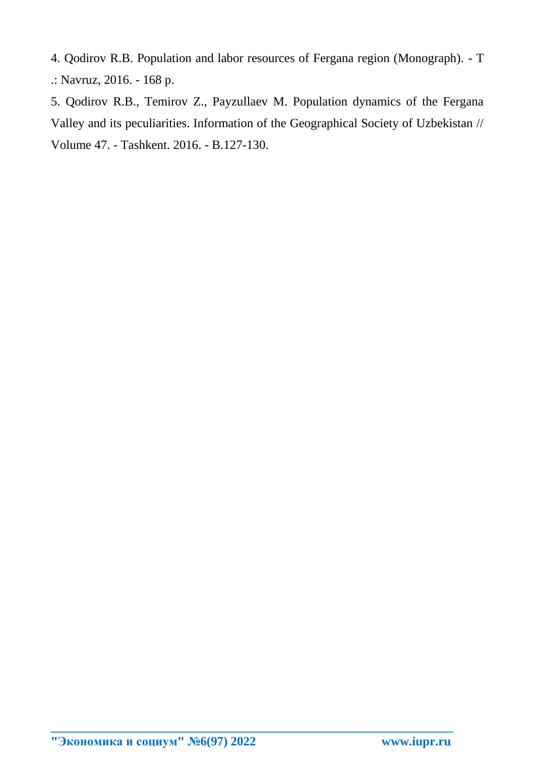4. Qodirov R.B. Population and labor resources of Fergana region (Monograph). - T .: Navruz, 2016. - 168 p.

5. Qodirov R.B., Temirov Z., Payzullaev M. Population dynamics of the Fergana Valley and its peculiarities. Information of the Geographical Society of Uzbekistan // Volume 47. - Tashkent. 2016. - B.127-130.